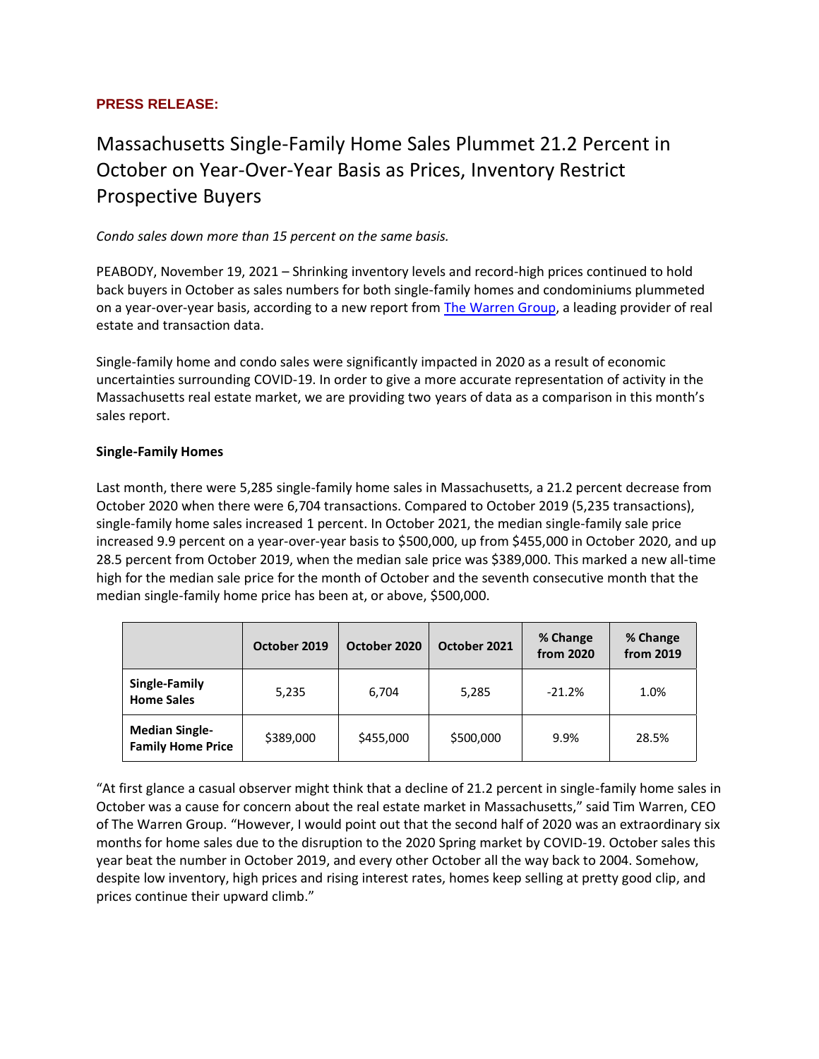**PRESS RELEASE:**

# Massachusetts Single-Family Home Sales Plummet 21.2 Percent in October on Year-Over-Year Basis as Prices, Inventory Restrict Prospective Buyers

*Condo sales down more than 15 percent on the same basis.*

PEABODY, November 19, 2021 – Shrinking inventory levels and record-high prices continued to hold back buyers in October as sales numbers for both single-family homes and condominiums plummeted on a year-over-year basis, according to a new report from [The Warren Group](), a leading provider of real estate and transaction data.

Single-family home and condo sales were significantly impacted in 2020 as a result of economic uncertainties surrounding COVID-19. In order to give a more accurate representation of activity in the Massachusetts real estate market, we are providing two years of data as a comparison in this month's sales report.

**Single-Family Homes**

Last month, there were 5,285 single-family home sales in Massachusetts, a 21.2 percent decrease from October 2020 when there were 6,704 transactions. Compared to October 2019 (5,235 transactions), single-family home sales increased 1 percent. In October 2021, the median single-family sale price increased 9.9 percent on a year-over-year basis to $500,000, up from $455,000 in October 2020, and up 28.5 percent from October 2019, when the median sale price was $389,000. This marked a new all-time high for the median sale price for the month of October and the seventh consecutive month that the median single-family home price has been at, or above, $500,000.

| | October 2019 | October 2020 | October 2021 | % Change from 2020 | % Change from 2019 |
|---|---|---|---|---|---|
| **Single-Family Home Sales** | 5,235 | 6,704 | 5,285 | -21.2% | 1.0% |
| **Median Single-Family Home Price** | $389,000 | $455,000 | $500,000 | 9.9% | 28.5% |

"At first glance a casual observer might think that a decline of 21.2 percent in single-family home sales in October was a cause for concern about the real estate market in Massachusetts," said Tim Warren, CEO of The Warren Group. "However, I would point out that the second half of 2020 was an extraordinary six months for home sales due to the disruption to the 2020 Spring market by COVID-19. October sales this year beat the number in October 2019, and every other October all the way back to 2004. Somehow, despite low inventory, high prices and rising interest rates, homes keep selling at pretty good clip, and prices continue their upward climb."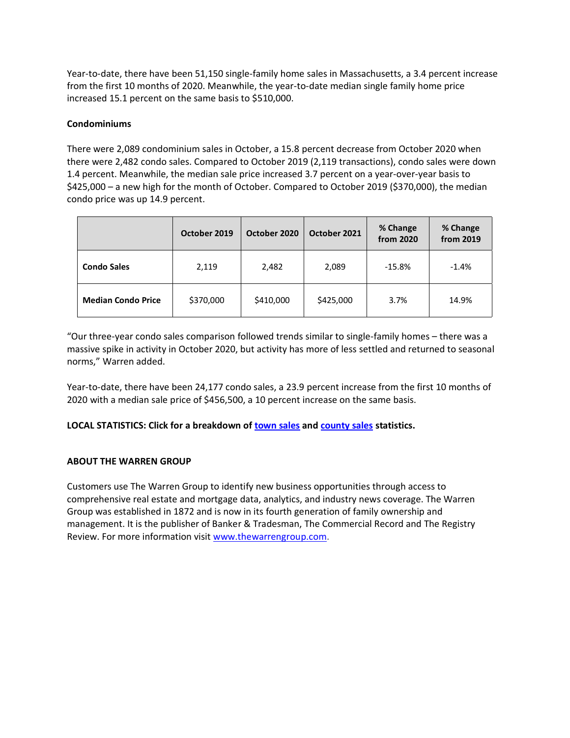Year-to-date, there have been 51,150 single-family home sales in Massachusetts, a 3.4 percent increase from the first 10 months of 2020. Meanwhile, the year-to-date median single family home price increased 15.1 percent on the same basis to $510,000.

**Condominiums**

There were 2,089 condominium sales in October, a 15.8 percent decrease from October 2020 when there were 2,482 condo sales. Compared to October 2019 (2,119 transactions), condo sales were down 1.4 percent. Meanwhile, the median sale price increased 3.7 percent on a year-over-year basis to $425,000 – a new high for the month of October. Compared to October 2019 ($370,000), the median condo price was up 14.9 percent.

| | October 2019 | October 2020 | October 2021 | % Change from 2020 | % Change from 2019 |
|---|---|---|---|---|---|
| **Condo Sales** | 2,119 | 2,482 | 2,089 | -15.8% | -1.4% |
| **Median Condo Price** | $370,000 | $410,000 | $425,000 | 3.7% | 14.9% |

"Our three-year condo sales comparison followed trends similar to single-family homes – there was a massive spike in activity in October 2020, but activity has more of less settled and returned to seasonal norms," Warren added.

Year-to-date, there have been 24,177 condo sales, a 23.9 percent increase from the first 10 months of 2020 with a median sale price of $456,500, a 10 percent increase on the same basis.

**LOCAL STATISTICS: Click for a breakdown of town sales and county sales statistics.**

**ABOUT THE WARREN GROUP**

Customers use The Warren Group to identify new business opportunities through access to comprehensive real estate and mortgage data, analytics, and industry news coverage. The Warren Group was established in 1872 and is now in its fourth generation of family ownership and management. It is the publisher of Banker & Tradesman, The Commercial Record and The Registry Review. For more information visit www.thewarrengroup.com.